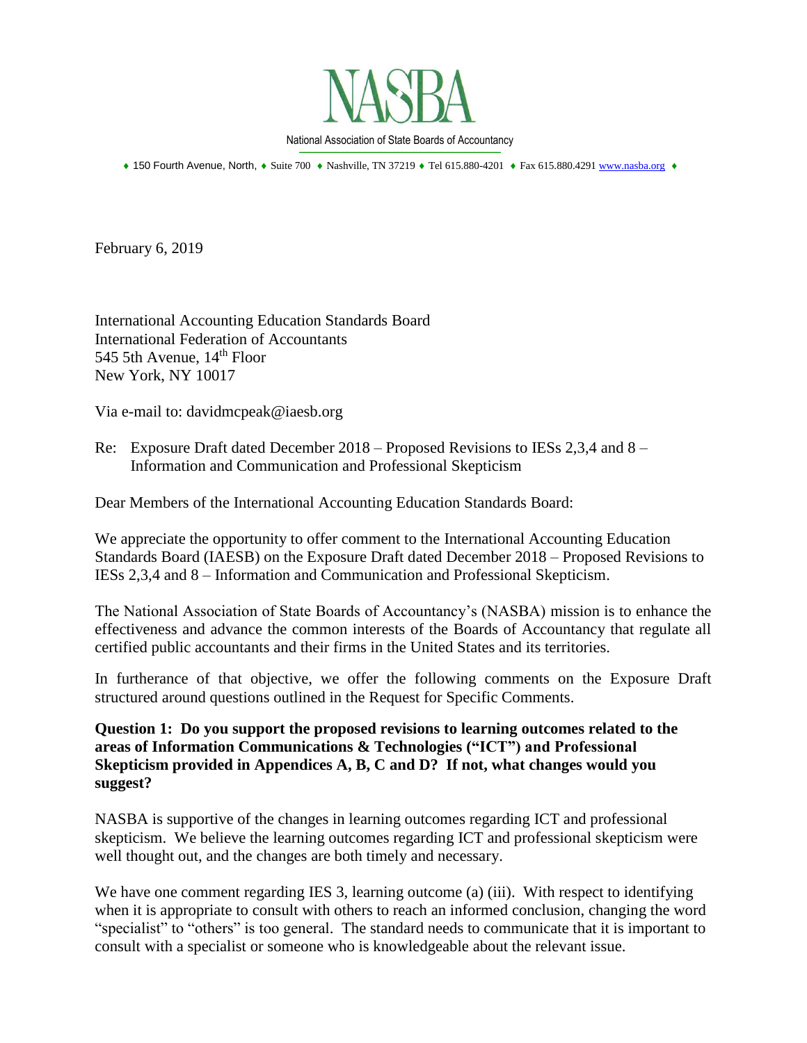# NASBA

National Association of State Boards of Accountancy

♦ 150 Fourth Avenue, North, ♦ Suite 700 ♦ Nashville, TN 37219 ♦ Tel 615.880-4201 ♦ Fax 615.880.4291 www.nasba.org ♦

February 6, 2019

International Accounting Education Standards Board
International Federation of Accountants
545 5th Avenue, 14th Floor
New York, NY 10017

Via e-mail to: davidmcpeak@iaesb.org

Re: Exposure Draft dated December 2018 – Proposed Revisions to IESs 2,3,4 and 8 – Information and Communication and Professional Skepticism

Dear Members of the International Accounting Education Standards Board:

We appreciate the opportunity to offer comment to the International Accounting Education Standards Board (IAESB) on the Exposure Draft dated December 2018 – Proposed Revisions to IESs 2,3,4 and 8 – Information and Communication and Professional Skepticism.

The National Association of State Boards of Accountancy's (NASBA) mission is to enhance the effectiveness and advance the common interests of the Boards of Accountancy that regulate all certified public accountants and their firms in the United States and its territories.

In furtherance of that objective, we offer the following comments on the Exposure Draft structured around questions outlined in the Request for Specific Comments.

**Question 1: Do you support the proposed revisions to learning outcomes related to the areas of Information Communications & Technologies ("ICT") and Professional Skepticism provided in Appendices A, B, C and D? If not, what changes would you suggest?**

NASBA is supportive of the changes in learning outcomes regarding ICT and professional skepticism. We believe the learning outcomes regarding ICT and professional skepticism were well thought out, and the changes are both timely and necessary.

We have one comment regarding IES 3, learning outcome (a) (iii). With respect to identifying when it is appropriate to consult with others to reach an informed conclusion, changing the word "specialist" to "others" is too general. The standard needs to communicate that it is important to consult with a specialist or someone who is knowledgeable about the relevant issue.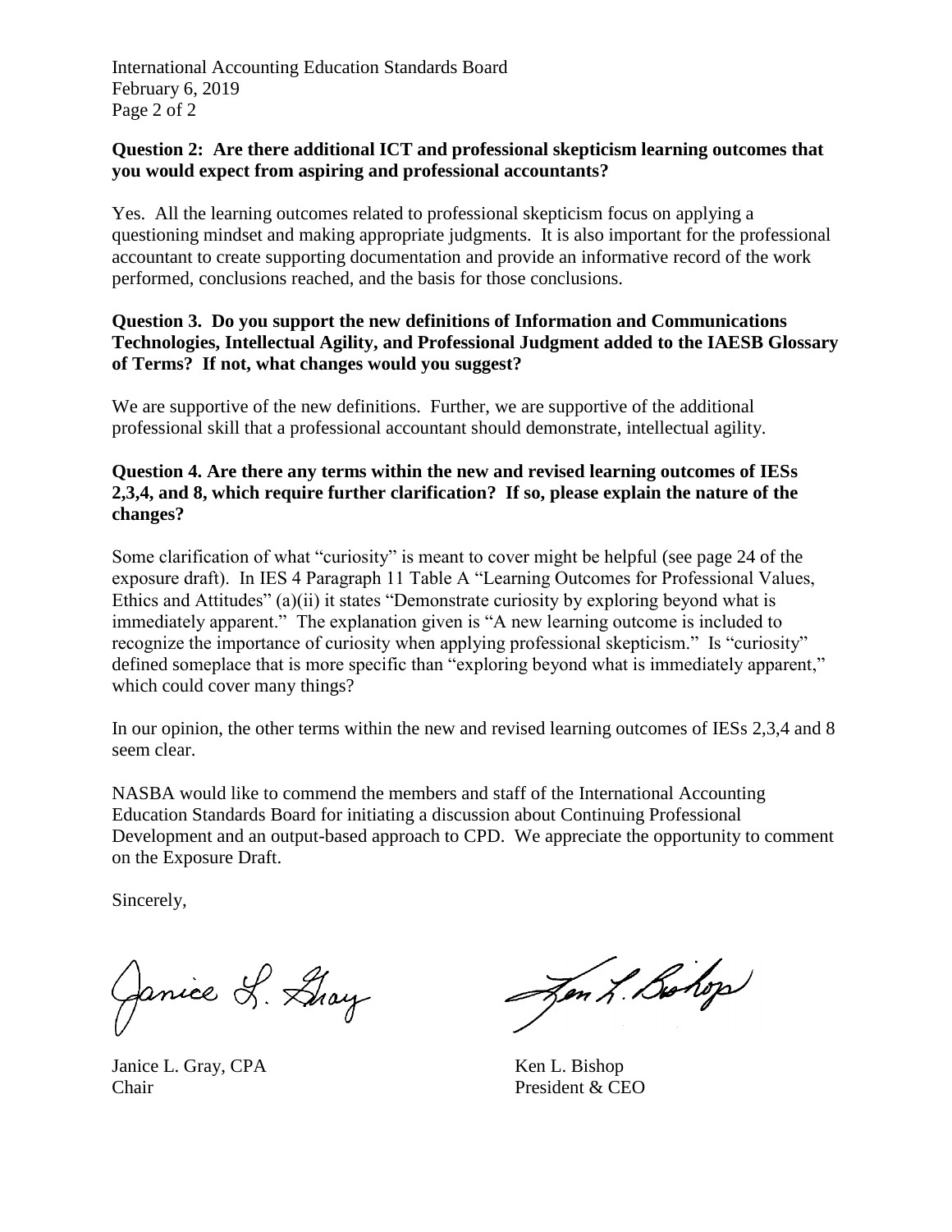**Question 2: Are there additional ICT and professional skepticism learning outcomes that you would expect from aspiring and professional accountants?**

Yes. All the learning outcomes related to professional skepticism focus on applying a questioning mindset and making appropriate judgments. It is also important for the professional accountant to create supporting documentation and provide an informative record of the work performed, conclusions reached, and the basis for those conclusions.

**Question 3. Do you support the new definitions of Information and Communications Technologies, Intellectual Agility, and Professional Judgment added to the IAESB Glossary of Terms? If not, what changes would you suggest?**

We are supportive of the new definitions. Further, we are supportive of the additional professional skill that a professional accountant should demonstrate, intellectual agility.

**Question 4. Are there any terms within the new and revised learning outcomes of IESs 2,3,4, and 8, which require further clarification? If so, please explain the nature of the changes?**

Some clarification of what "curiosity" is meant to cover might be helpful (see page 24 of the exposure draft). In IES 4 Paragraph 11 Table A "Learning Outcomes for Professional Values, Ethics and Attitudes" (a)(ii) it states "Demonstrate curiosity by exploring beyond what is immediately apparent." The explanation given is "A new learning outcome is included to recognize the importance of curiosity when applying professional skepticism." Is "curiosity" defined someplace that is more specific than "exploring beyond what is immediately apparent," which could cover many things?

In our opinion, the other terms within the new and revised learning outcomes of IESs 2,3,4 and 8 seem clear.

NASBA would like to commend the members and staff of the International Accounting Education Standards Board for initiating a discussion about Continuing Professional Development and an output-based approach to CPD. We appreciate the opportunity to comment on the Exposure Draft.

Sincerely,

Janice L. Gray, CPA
Chair

Ken L. Bishop
President & CEO